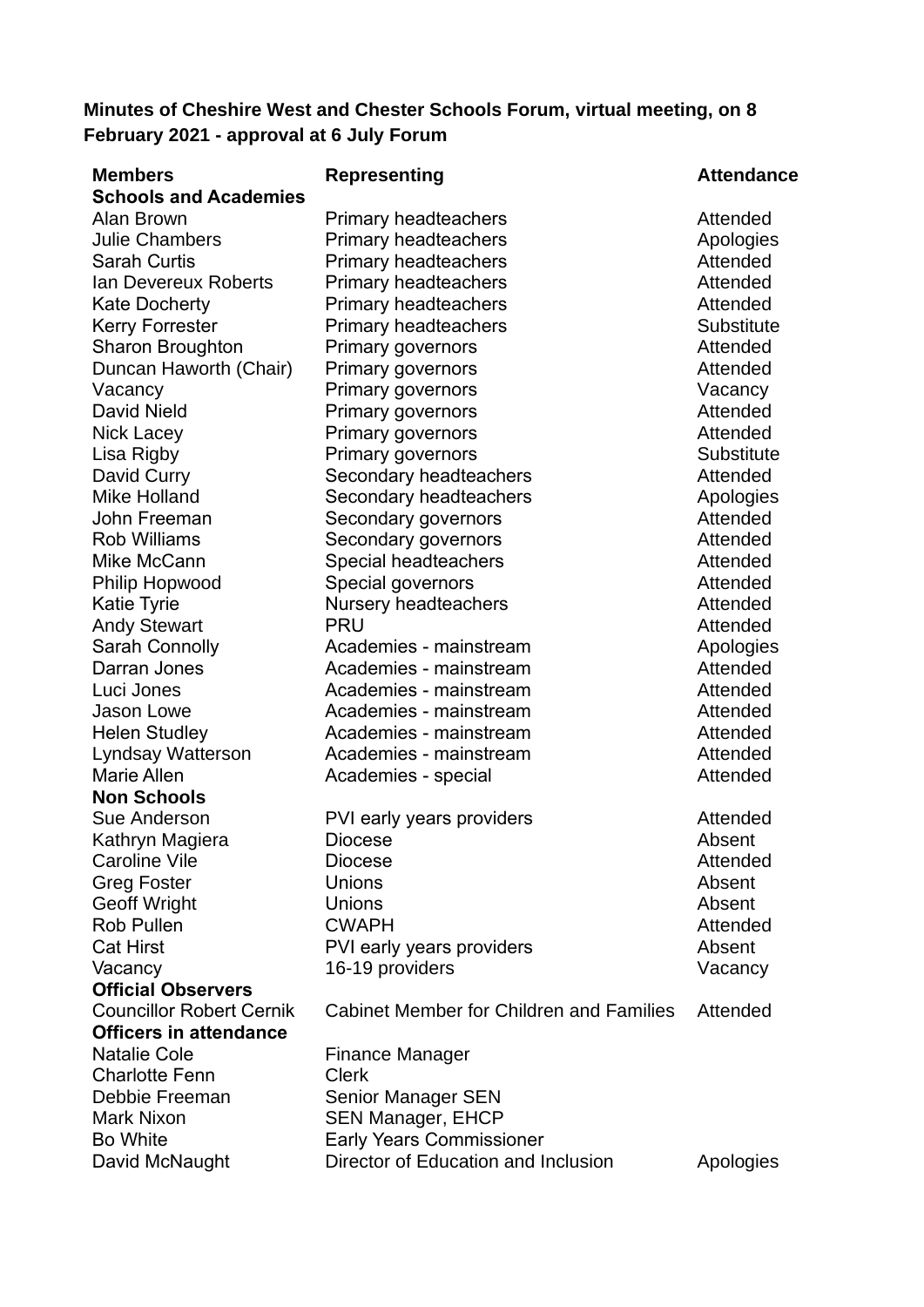**Minutes of Cheshire West and Chester Schools Forum, virtual meeting, on 8 February 2021 - approval at 6 July Forum**

| Members | Representing | Attendance |
|---|---|---|
| **Schools and Academies** | | |
| Alan Brown | Primary headteachers | Attended |
| Julie Chambers | Primary headteachers | Apologies |
| Sarah Curtis | Primary headteachers | Attended |
| Ian Devereux Roberts | Primary headteachers | Attended |
| Kate Docherty | Primary headteachers | Attended |
| Kerry Forrester | Primary headteachers | Substitute |
| Sharon Broughton | Primary governors | Attended |
| Duncan Haworth (Chair) | Primary governors | Attended |
| Vacancy | Primary governors | Vacancy |
| David Nield | Primary governors | Attended |
| Nick Lacey | Primary governors | Attended |
| Lisa Rigby | Primary governors | Substitute |
| David Curry | Secondary headteachers | Attended |
| Mike Holland | Secondary headteachers | Apologies |
| John Freeman | Secondary governors | Attended |
| Rob Williams | Secondary governors | Attended |
| Mike McCann | Special headteachers | Attended |
| Philip Hopwood | Special governors | Attended |
| Katie Tyrie | Nursery headteachers | Attended |
| Andy Stewart | PRU | Attended |
| Sarah Connolly | Academies - mainstream | Apologies |
| Darran Jones | Academies - mainstream | Attended |
| Luci Jones | Academies - mainstream | Attended |
| Jason Lowe | Academies - mainstream | Attended |
| Helen Studley | Academies - mainstream | Attended |
| Lyndsay Watterson | Academies - mainstream | Attended |
| Marie Allen | Academies - special | Attended |
| **Non Schools** | | |
| Sue Anderson | PVI early years providers | Attended |
| Kathryn Magiera | Diocese | Absent |
| Caroline Vile | Diocese | Attended |
| Greg Foster | Unions | Absent |
| Geoff Wright | Unions | Absent |
| Rob Pullen | CWAPH | Attended |
| Cat Hirst | PVI early years providers | Absent |
| Vacancy | 16-19 providers | Vacancy |
| **Official Observers** | | |
| Councillor Robert Cernik | Cabinet Member for Children and Families | Attended |
| **Officers in attendance** | | |
| Natalie Cole | Finance Manager | |
| Charlotte Fenn | Clerk | |
| Debbie Freeman | Senior Manager SEN | |
| Mark Nixon | SEN Manager, EHCP | |
| Bo White | Early Years Commissioner | |
| David McNaught | Director of Education and Inclusion | Apologies |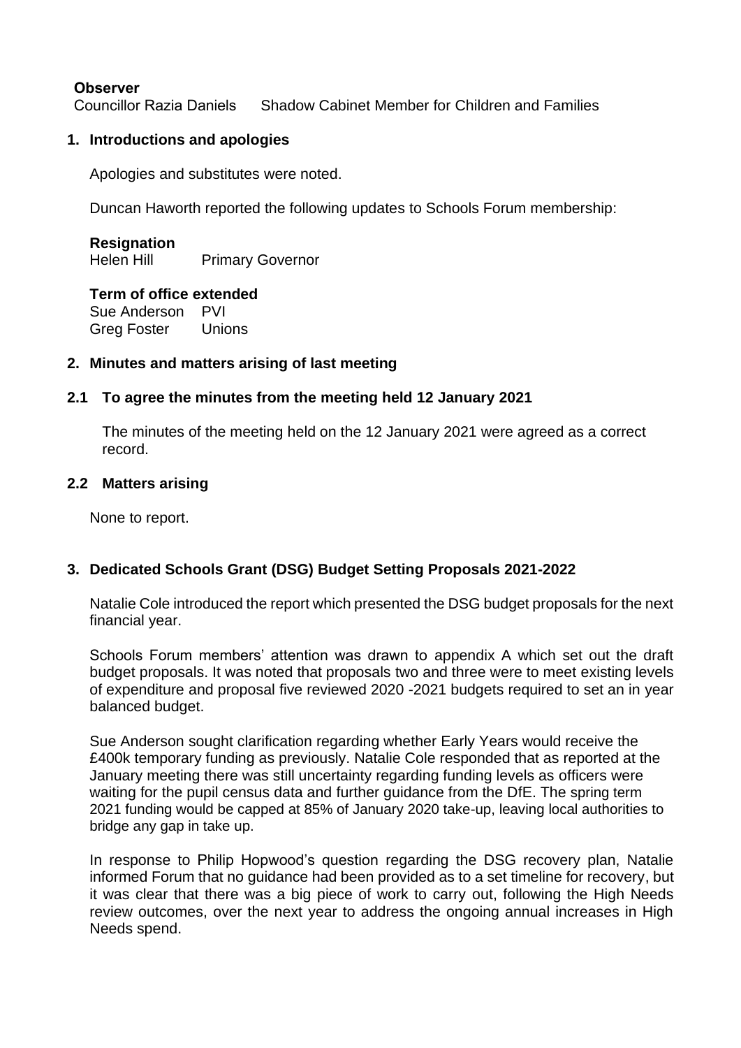**Observer**

Councillor Razia Daniels  Shadow Cabinet Member for Children and Families

## 1. Introductions and apologies

Apologies and substitutes were noted.

Duncan Haworth reported the following updates to Schools Forum membership:

**Resignation**

Helen Hill  Primary Governor

**Term of office extended**

Sue Anderson  PVI
Greg Foster  Unions

## 2. Minutes and matters arising of last meeting

### 2.1 To agree the minutes from the meeting held 12 January 2021

The minutes of the meeting held on the 12 January 2021 were agreed as a correct record.

### 2.2 Matters arising

None to report.

## 3. Dedicated Schools Grant (DSG) Budget Setting Proposals 2021-2022

Natalie Cole introduced the report which presented the DSG budget proposals for the next financial year.

Schools Forum members' attention was drawn to appendix A which set out the draft budget proposals. It was noted that proposals two and three were to meet existing levels of expenditure and proposal five reviewed 2020 -2021 budgets required to set an in year balanced budget.

Sue Anderson sought clarification regarding whether Early Years would receive the £400k temporary funding as previously. Natalie Cole responded that as reported at the January meeting there was still uncertainty regarding funding levels as officers were waiting for the pupil census data and further guidance from the DfE. The spring term 2021 funding would be capped at 85% of January 2020 take-up, leaving local authorities to bridge any gap in take up.

In response to Philip Hopwood's question regarding the DSG recovery plan, Natalie informed Forum that no guidance had been provided as to a set timeline for recovery, but it was clear that there was a big piece of work to carry out, following the High Needs review outcomes, over the next year to address the ongoing annual increases in High Needs spend.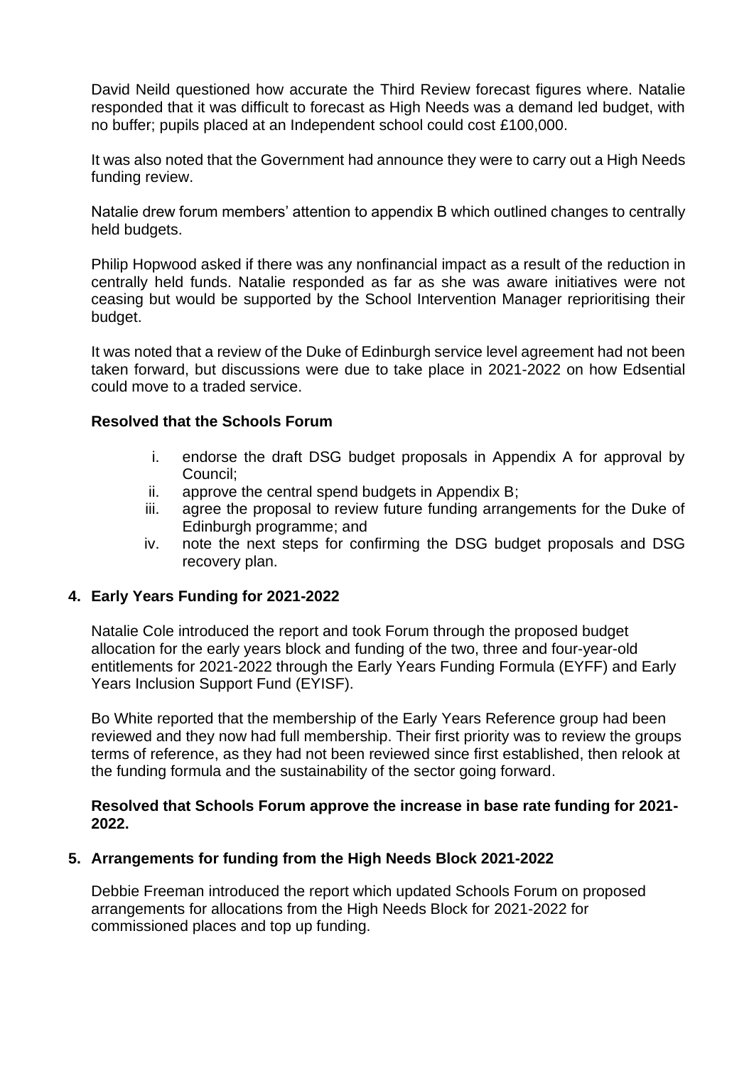David Neild questioned how accurate the Third Review forecast figures where. Natalie responded that it was difficult to forecast as High Needs was a demand led budget, with no buffer; pupils placed at an Independent school could cost £100,000.

It was also noted that the Government had announce they were to carry out a High Needs funding review.

Natalie drew forum members' attention to appendix B which outlined changes to centrally held budgets.

Philip Hopwood asked if there was any nonfinancial impact as a result of the reduction in centrally held funds. Natalie responded as far as she was aware initiatives were not ceasing but would be supported by the School Intervention Manager reprioritising their budget.

It was noted that a review of the Duke of Edinburgh service level agreement had not been taken forward, but discussions were due to take place in 2021-2022 on how Edsential could move to a traded service.

**Resolved that the Schools Forum**

i. endorse the draft DSG budget proposals in Appendix A for approval by Council;
ii. approve the central spend budgets in Appendix B;
iii. agree the proposal to review future funding arrangements for the Duke of Edinburgh programme; and
iv. note the next steps for confirming the DSG budget proposals and DSG recovery plan.

## 4. Early Years Funding for 2021-2022

Natalie Cole introduced the report and took Forum through the proposed budget allocation for the early years block and funding of the two, three and four-year-old entitlements for 2021-2022 through the Early Years Funding Formula (EYFF) and Early Years Inclusion Support Fund (EYISF).

Bo White reported that the membership of the Early Years Reference group had been reviewed and they now had full membership. Their first priority was to review the groups terms of reference, as they had not been reviewed since first established, then relook at the funding formula and the sustainability of the sector going forward.

**Resolved that Schools Forum approve the increase in base rate funding for 2021-2022.**

## 5. Arrangements for funding from the High Needs Block 2021-2022

Debbie Freeman introduced the report which updated Schools Forum on proposed arrangements for allocations from the High Needs Block for 2021-2022 for commissioned places and top up funding.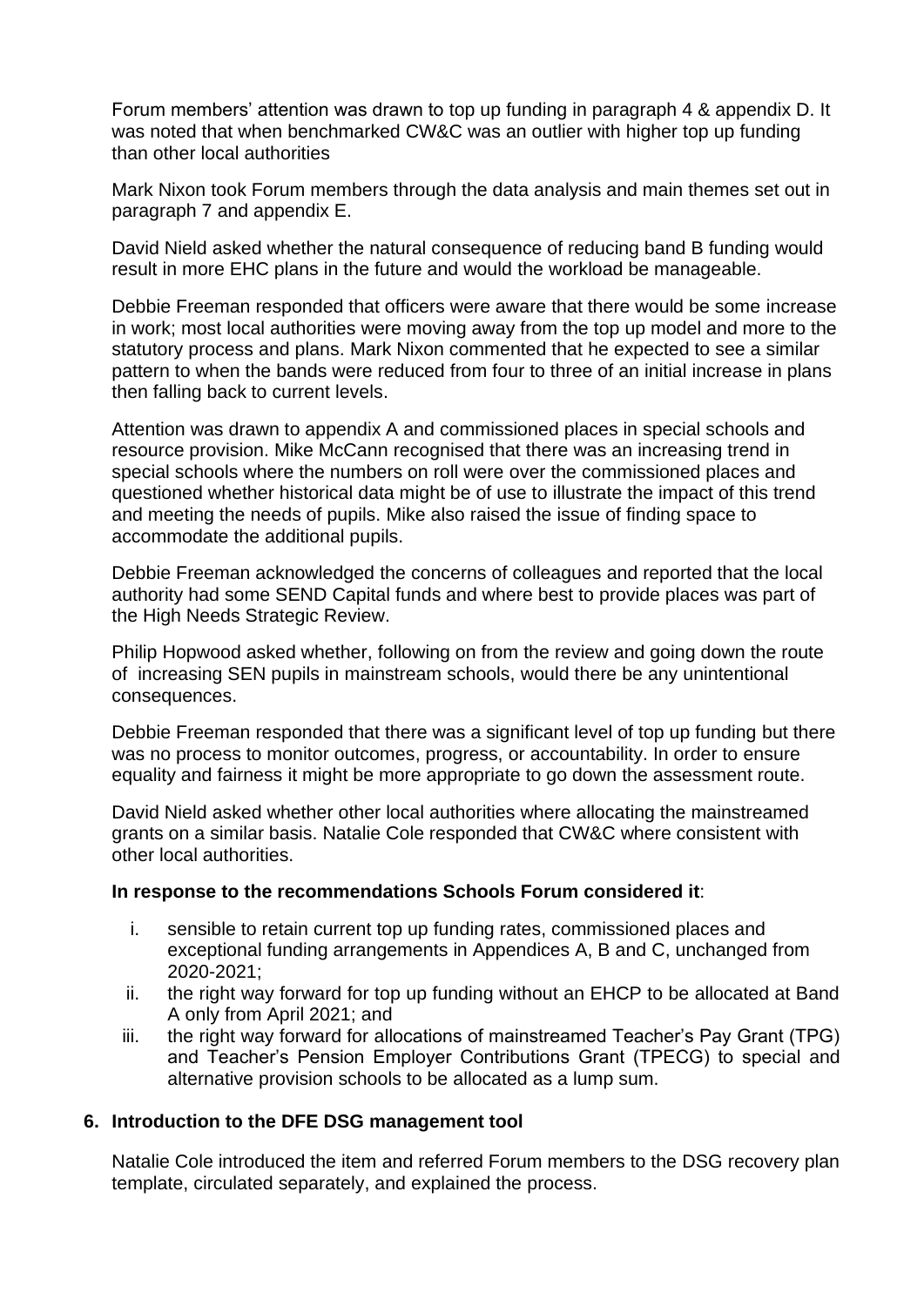Forum members' attention was drawn to top up funding in paragraph 4 & appendix D. It was noted that when benchmarked CW&C was an outlier with higher top up funding than other local authorities

Mark Nixon took Forum members through the data analysis and main themes set out in paragraph 7 and appendix E.

David Nield asked whether the natural consequence of reducing band B funding would result in more EHC plans in the future and would the workload be manageable.

Debbie Freeman responded that officers were aware that there would be some increase in work; most local authorities were moving away from the top up model and more to the statutory process and plans. Mark Nixon commented that he expected to see a similar pattern to when the bands were reduced from four to three of an initial increase in plans then falling back to current levels.

Attention was drawn to appendix A and commissioned places in special schools and resource provision. Mike McCann recognised that there was an increasing trend in special schools where the numbers on roll were over the commissioned places and questioned whether historical data might be of use to illustrate the impact of this trend and meeting the needs of pupils. Mike also raised the issue of finding space to accommodate the additional pupils.

Debbie Freeman acknowledged the concerns of colleagues and reported that the local authority had some SEND Capital funds and where best to provide places was part of the High Needs Strategic Review.

Philip Hopwood asked whether, following on from the review and going down the route of increasing SEN pupils in mainstream schools, would there be any unintentional consequences.

Debbie Freeman responded that there was a significant level of top up funding but there was no process to monitor outcomes, progress, or accountability. In order to ensure equality and fairness it might be more appropriate to go down the assessment route.

David Nield asked whether other local authorities where allocating the mainstreamed grants on a similar basis. Natalie Cole responded that CW&C where consistent with other local authorities.

**In response to the recommendations Schools Forum considered it**:

i. sensible to retain current top up funding rates, commissioned places and exceptional funding arrangements in Appendices A, B and C, unchanged from 2020-2021;
ii. the right way forward for top up funding without an EHCP to be allocated at Band A only from April 2021; and
iii. the right way forward for allocations of mainstreamed Teacher's Pay Grant (TPG) and Teacher's Pension Employer Contributions Grant (TPECG) to special and alternative provision schools to be allocated as a lump sum.

## 6. Introduction to the DFE DSG management tool

Natalie Cole introduced the item and referred Forum members to the DSG recovery plan template, circulated separately, and explained the process.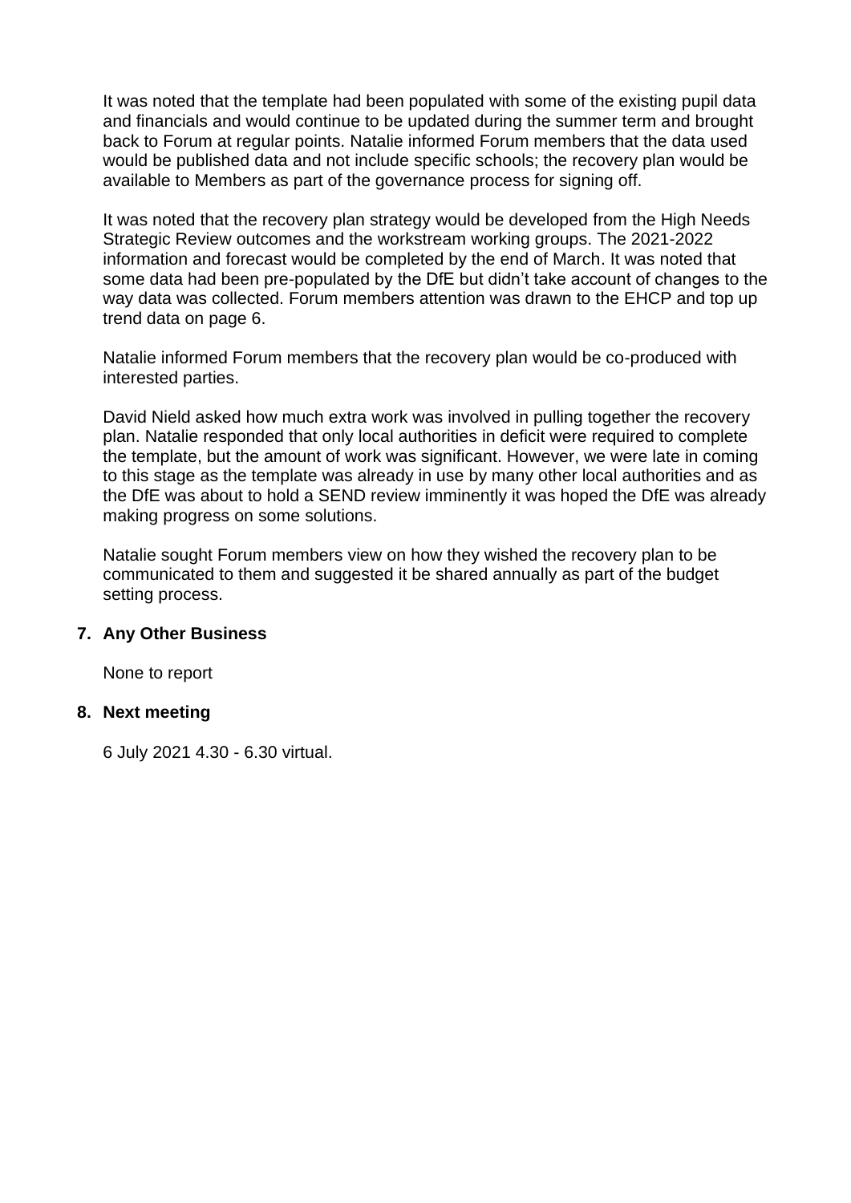It was noted that the template had been populated with some of the existing pupil data and financials and would continue to be updated during the summer term and brought back to Forum at regular points. Natalie informed Forum members that the data used would be published data and not include specific schools; the recovery plan would be available to Members as part of the governance process for signing off.

It was noted that the recovery plan strategy would be developed from the High Needs Strategic Review outcomes and the workstream working groups. The 2021-2022 information and forecast would be completed by the end of March. It was noted that some data had been pre-populated by the DfE but didn't take account of changes to the way data was collected. Forum members attention was drawn to the EHCP and top up trend data on page 6.

Natalie informed Forum members that the recovery plan would be co-produced with interested parties.

David Nield asked how much extra work was involved in pulling together the recovery plan. Natalie responded that only local authorities in deficit were required to complete the template, but the amount of work was significant. However, we were late in coming to this stage as the template was already in use by many other local authorities and as the DfE was about to hold a SEND review imminently it was hoped the DfE was already making progress on some solutions.

Natalie sought Forum members view on how they wished the recovery plan to be communicated to them and suggested it be shared annually as part of the budget setting process.

**7. Any Other Business**

None to report

**8. Next meeting**

6 July 2021 4.30 - 6.30 virtual.